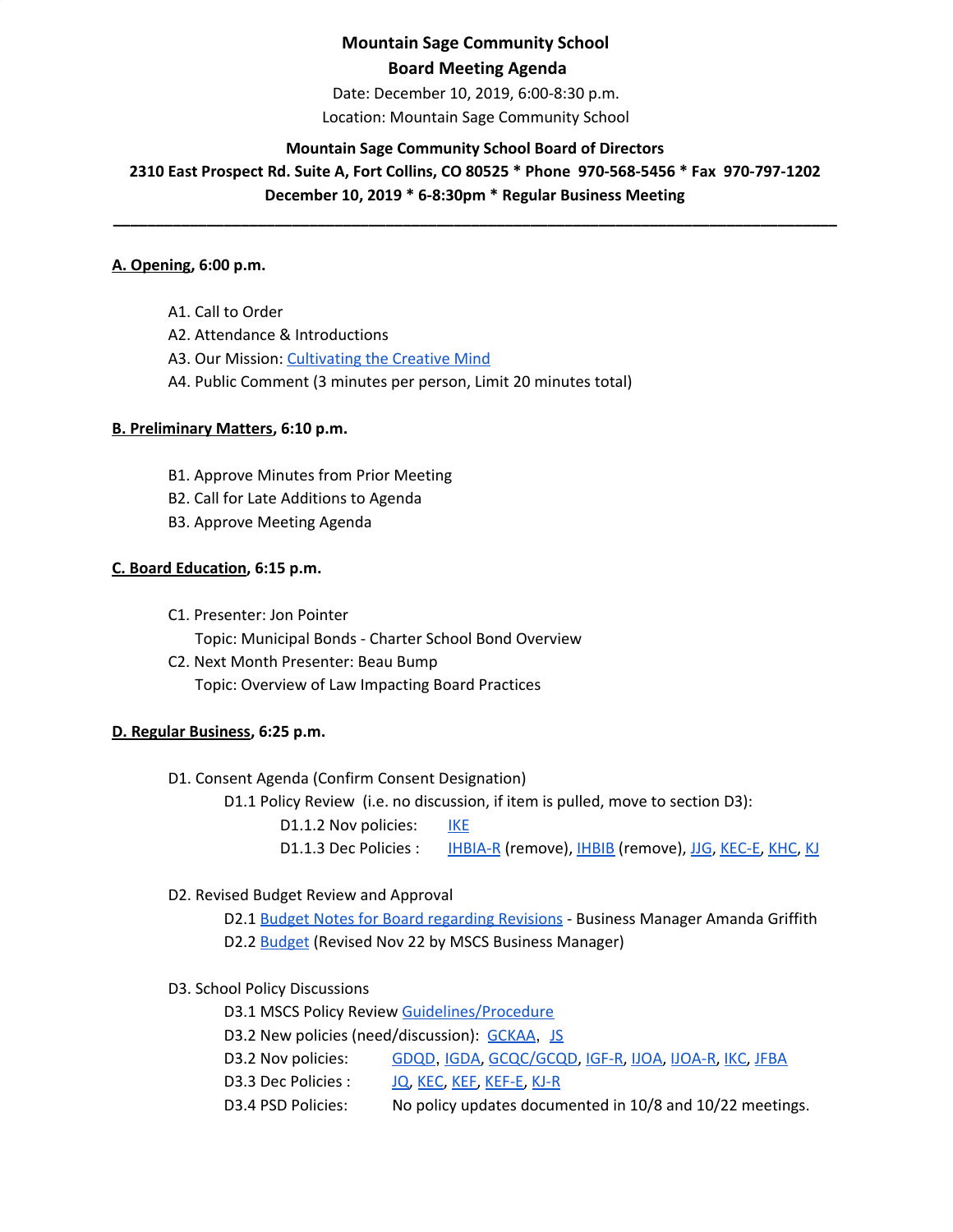# Mountain Sage Community School

## Board Meeting Agenda

Date: December 10, 2019, 6:00-8:30 p.m.

Location: Mountain Sage Community School

**Mountain Sage Community School Board of Directors**

**2310 East Prospect Rd. Suite A, Fort Collins, CO 80525 * Phone 970-568-5456 * Fax 970-797-1202**

**December 10, 2019 * 6-8:30pm * Regular Business Meeting**

---

**A. Opening, 6:00 p.m.**

- A1. Call to Order
- A2. Attendance & Introductions
- A3. Our Mission: Cultivating the Creative Mind
- A4. Public Comment (3 minutes per person, Limit 20 minutes total)

**B. Preliminary Matters, 6:10 p.m.**

- B1. Approve Minutes from Prior Meeting
- B2. Call for Late Additions to Agenda
- B3. Approve Meeting Agenda

**C. Board Education, 6:15 p.m.**

- C1. Presenter: Jon Pointer
  Topic: Municipal Bonds - Charter School Bond Overview
- C2. Next Month Presenter: Beau Bump
  Topic: Overview of Law Impacting Board Practices

**D. Regular Business, 6:25 p.m.**

- D1. Consent Agenda (Confirm Consent Designation)
  - D1.1 Policy Review (i.e. no discussion, if item is pulled, move to section D3):
    - D1.1.2 Nov policies: IKE
    - D1.1.3 Dec Policies : IHBIA-R (remove), IHBIB (remove), JJG, KEC-E, KHC, KJ

- D2. Revised Budget Review and Approval
  - D2.1 Budget Notes for Board regarding Revisions - Business Manager Amanda Griffith
  - D2.2 Budget (Revised Nov 22 by MSCS Business Manager)

- D3. School Policy Discussions
  - D3.1 MSCS Policy Review Guidelines/Procedure
  - D3.2 New policies (need/discussion): GCKAA, JS
  - D3.2 Nov policies: GDQD, IGDA, GCQC/GCQD, IGF-R, IJOA, IJOA-R, IKC, JFBA
  - D3.3 Dec Policies : JQ, KEC, KEF, KEF-E, KJ-R
  - D3.4 PSD Policies: No policy updates documented in 10/8 and 10/22 meetings.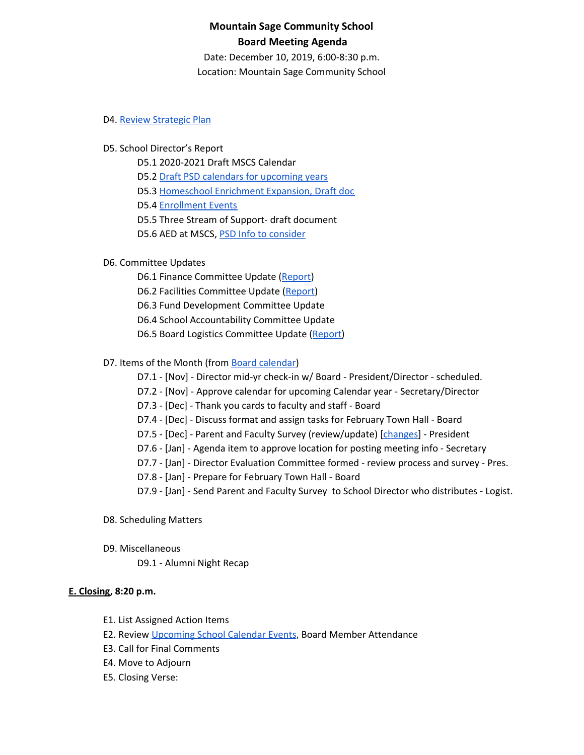**Mountain Sage Community School**
**Board Meeting Agenda**
Date: December 10, 2019, 6:00-8:30 p.m.
Location: Mountain Sage Community School

D4. Review Strategic Plan

D5. School Director's Report
- D5.1 2020-2021 Draft MSCS Calendar
- D5.2 Draft PSD calendars for upcoming years
- D5.3 Homeschool Enrichment Expansion, Draft doc
- D5.4 Enrollment Events
- D5.5 Three Stream of Support- draft document
- D5.6 AED at MSCS, PSD Info to consider

D6. Committee Updates
- D6.1 Finance Committee Update (Report)
- D6.2 Facilities Committee Update (Report)
- D6.3 Fund Development Committee Update
- D6.4 School Accountability Committee Update
- D6.5 Board Logistics Committee Update (Report)

D7. Items of the Month (from Board calendar)
- D7.1 - [Nov] - Director mid-yr check-in w/ Board - President/Director - scheduled.
- D7.2 - [Nov] - Approve calendar for upcoming Calendar year - Secretary/Director
- D7.3 - [Dec] - Thank you cards to faculty and staff - Board
- D7.4 - [Dec] - Discuss format and assign tasks for February Town Hall - Board
- D7.5 - [Dec] - Parent and Faculty Survey (review/update) [changes] - President
- D7.6 - [Jan] - Agenda item to approve location for posting meeting info - Secretary
- D7.7 - [Jan] - Director Evaluation Committee formed - review process and survey - Pres.
- D7.8 - [Jan] - Prepare for February Town Hall - Board
- D7.9 - [Jan] - Send Parent and Faculty Survey to School Director who distributes - Logist.

D8. Scheduling Matters

D9. Miscellaneous
- D9.1 - Alumni Night Recap

**E. Closing, 8:20 p.m.**

- E1. List Assigned Action Items
- E2. Review Upcoming School Calendar Events, Board Member Attendance
- E3. Call for Final Comments
- E4. Move to Adjourn
- E5. Closing Verse: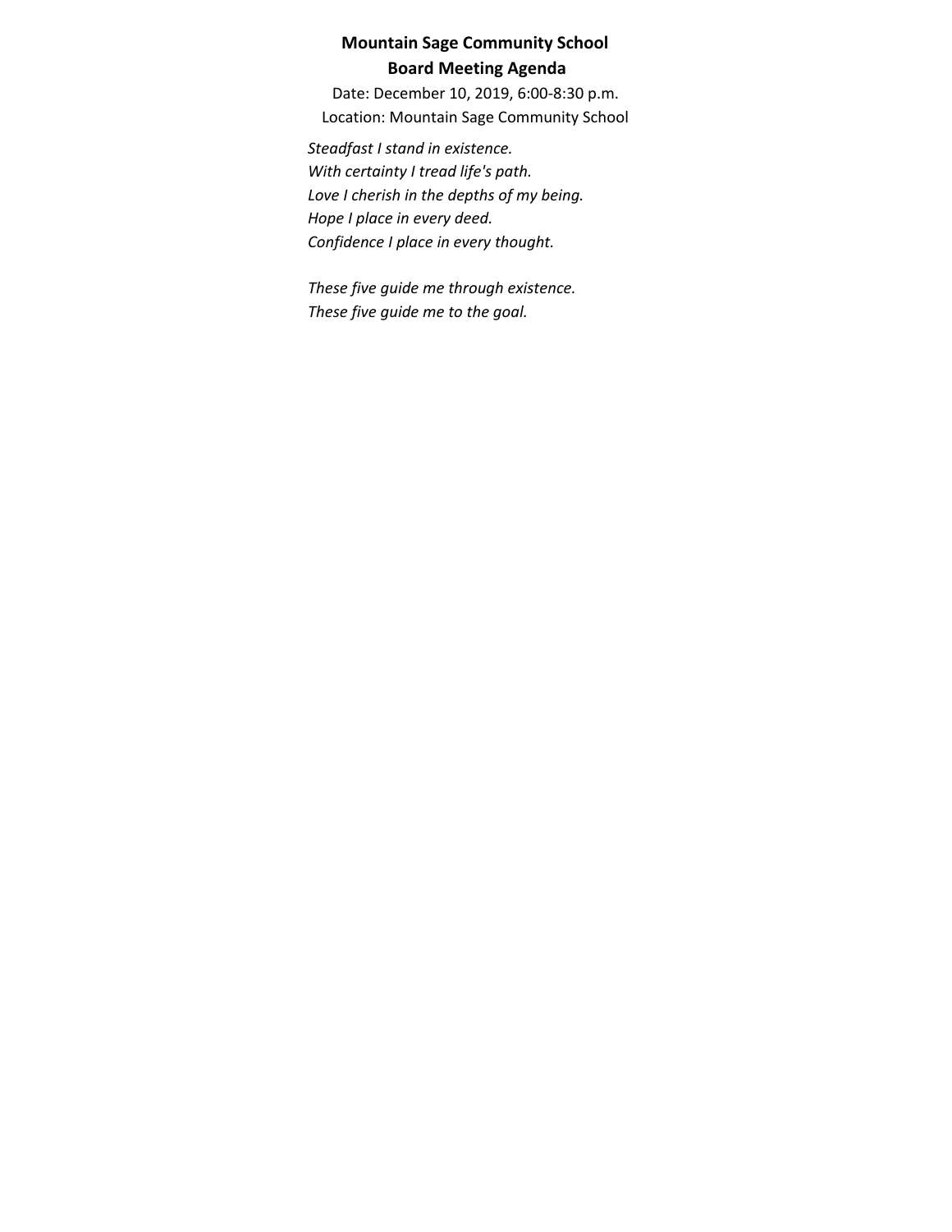**Mountain Sage Community School**
**Board Meeting Agenda**

Date: December 10, 2019, 6:00-8:30 p.m.
Location: Mountain Sage Community School

*Steadfast I stand in existence.*
*With certainty I tread life's path.*
*Love I cherish in the depths of my being.*
*Hope I place in every deed.*
*Confidence I place in every thought.*

*These five guide me through existence.*
*These five guide me to the goal.*